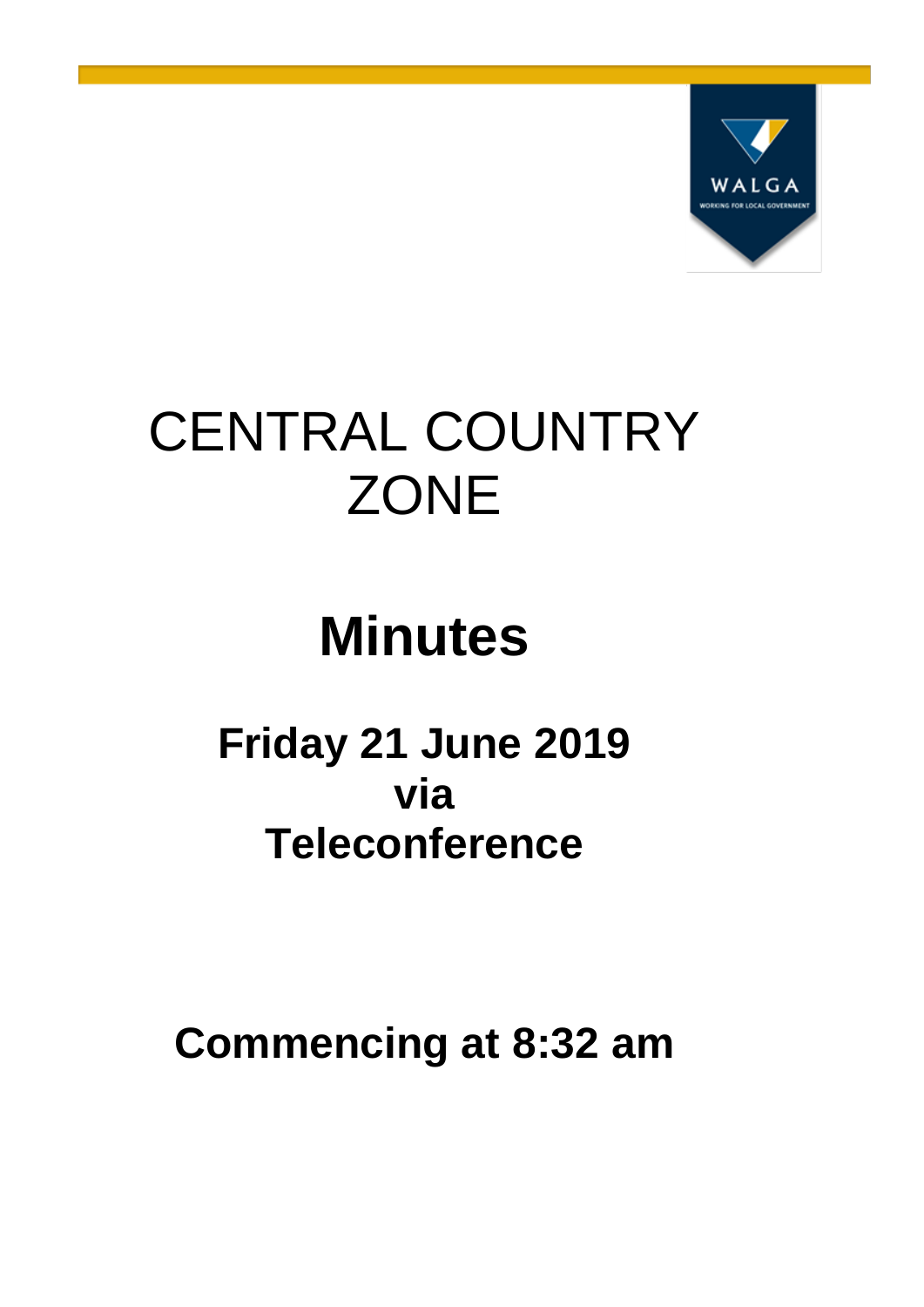# CENTRAL COUNTRY ZONE

# Minutes

## Friday 21 June 2019 via Teleconference

## Commencing at 8:32 am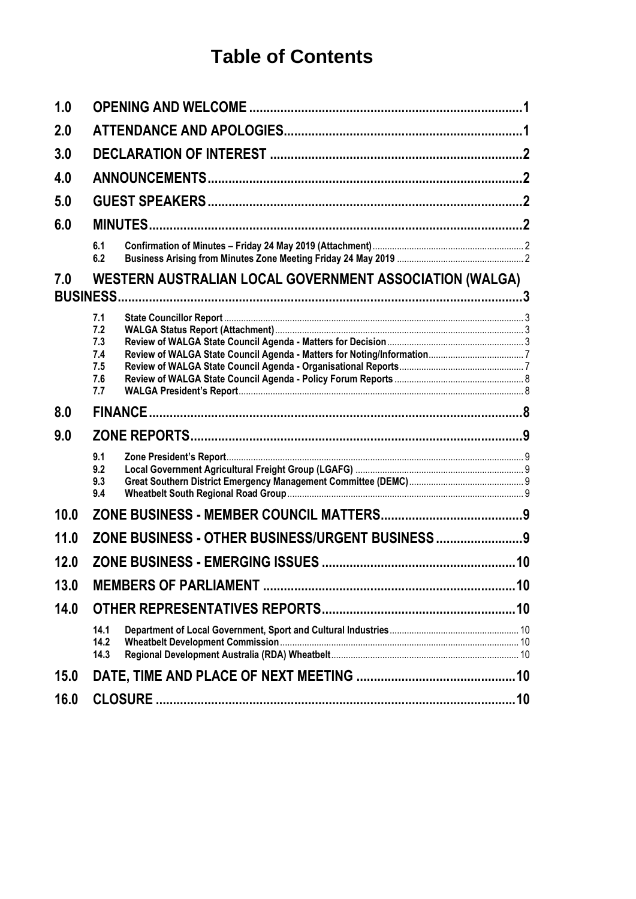# Table of Contents

**1.0 OPENING AND WELCOME** ..... 1

**2.0 ATTENDANCE AND APOLOGIES** ..... 1

**3.0 DECLARATION OF INTEREST** ..... 2

**4.0 ANNOUNCEMENTS** ..... 2

**5.0 GUEST SPEAKERS** ..... 2

**6.0 MINUTES** ..... 2

- **6.1 Confirmation of Minutes – Friday 24 May 2019 (Attachment)** ..... 2
- **6.2 Business Arising from Minutes Zone Meeting Friday 24 May 2019** ..... 2

**7.0 WESTERN AUSTRALIAN LOCAL GOVERNMENT ASSOCIATION (WALGA) BUSINESS** ..... 3

- **7.1 State Councillor Report** ..... 3
- **7.2 WALGA Status Report (Attachment)** ..... 3
- **7.3 Review of WALGA State Council Agenda - Matters for Decision** ..... 3
- **7.4 Review of WALGA State Council Agenda - Matters for Noting/Information** ..... 7
- **7.5 Review of WALGA State Council Agenda - Organisational Reports** ..... 7
- **7.6 Review of WALGA State Council Agenda - Policy Forum Reports** ..... 8
- **7.7 WALGA President's Report** ..... 8

**8.0 FINANCE** ..... 8

**9.0 ZONE REPORTS** ..... 9

- **9.1 Zone President's Report** ..... 9
- **9.2 Local Government Agricultural Freight Group (LGAFG)** ..... 9
- **9.3 Great Southern District Emergency Management Committee (DEMC)** ..... 9
- **9.4 Wheatbelt South Regional Road Group** ..... 9

**10.0 ZONE BUSINESS - MEMBER COUNCIL MATTERS** ..... 9

**11.0 ZONE BUSINESS - OTHER BUSINESS/URGENT BUSINESS** ..... 9

**12.0 ZONE BUSINESS - EMERGING ISSUES** ..... 10

**13.0 MEMBERS OF PARLIAMENT** ..... 10

**14.0 OTHER REPRESENTATIVES REPORTS** ..... 10

- **14.1 Department of Local Government, Sport and Cultural Industries** ..... 10
- **14.2 Wheatbelt Development Commission** ..... 10
- **14.3 Regional Development Australia (RDA) Wheatbelt** ..... 10

**15.0 DATE, TIME AND PLACE OF NEXT MEETING** ..... 10

**16.0 CLOSURE** ..... 10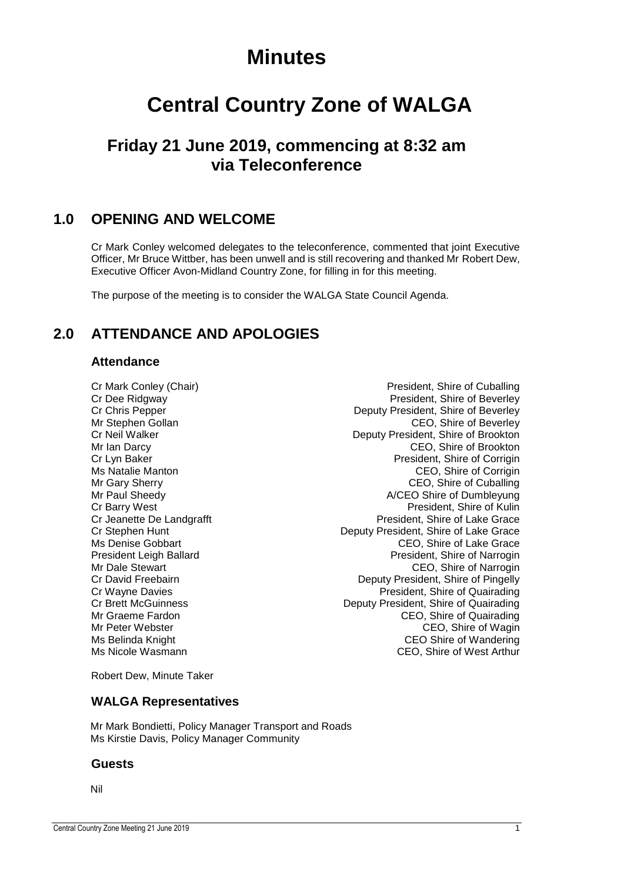# Minutes

# Central Country Zone of WALGA

## Friday 21 June 2019, commencing at 8:32 am via Teleconference

## 1.0 OPENING AND WELCOME

Cr Mark Conley welcomed delegates to the teleconference, commented that joint Executive Officer, Mr Bruce Wittber, has been unwell and is still recovering and thanked Mr Robert Dew, Executive Officer Avon-Midland Country Zone, for filling in for this meeting.

The purpose of the meeting is to consider the WALGA State Council Agenda.

## 2.0 ATTENDANCE AND APOLOGIES

### Attendance

| | |
|---|---|
| Cr Mark Conley (Chair) | President, Shire of Cuballing |
| Cr Dee Ridgway | President, Shire of Beverley |
| Cr Chris Pepper | Deputy President, Shire of Beverley |
| Mr Stephen Gollan | CEO, Shire of Beverley |
| Cr Neil Walker | Deputy President, Shire of Brookton |
| Mr Ian Darcy | CEO, Shire of Brookton |
| Cr Lyn Baker | President, Shire of Corrigin |
| Ms Natalie Manton | CEO, Shire of Corrigin |
| Mr Gary Sherry | CEO, Shire of Cuballing |
| Mr Paul Sheedy | A/CEO Shire of Dumbleyung |
| Cr Barry West | President, Shire of Kulin |
| Cr Jeanette De Landgrafft | President, Shire of Lake Grace |
| Cr Stephen Hunt | Deputy President, Shire of Lake Grace |
| Ms Denise Gobbart | CEO, Shire of Lake Grace |
| President Leigh Ballard | President, Shire of Narrogin |
| Mr Dale Stewart | CEO, Shire of Narrogin |
| Cr David Freebairn | Deputy President, Shire of Pingelly |
| Cr Wayne Davies | President, Shire of Quairading |
| Cr Brett McGuinness | Deputy President, Shire of Quairading |
| Mr Graeme Fardon | CEO, Shire of Quairading |
| Mr Peter Webster | CEO, Shire of Wagin |
| Ms Belinda Knight | CEO Shire of Wandering |
| Ms Nicole Wasmann | CEO, Shire of West Arthur |

Robert Dew, Minute Taker

### WALGA Representatives

Mr Mark Bondietti, Policy Manager Transport and Roads
Ms Kirstie Davis, Policy Manager Community

### Guests

Nil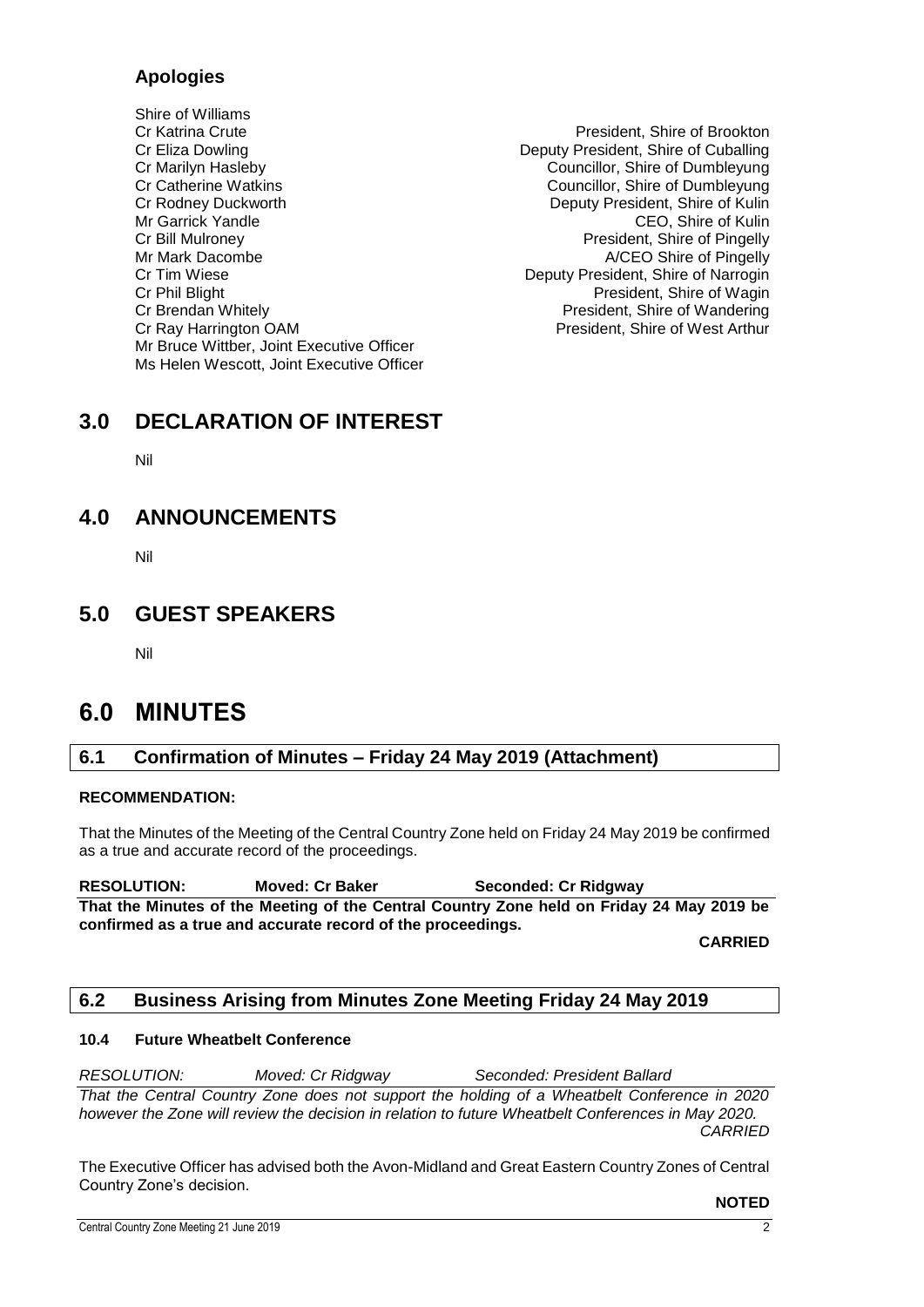## Apologies

Shire of Williams

| | |
|---|---|
| Cr Katrina Crute | President, Shire of Brookton |
| Cr Eliza Dowling | Deputy President, Shire of Cuballing |
| Cr Marilyn Hasleby | Councillor, Shire of Dumbleyung |
| Cr Catherine Watkins | Councillor, Shire of Dumbleyung |
| Cr Rodney Duckworth | Deputy President, Shire of Kulin |
| Mr Garrick Yandle | CEO, Shire of Kulin |
| Cr Bill Mulroney | President, Shire of Pingelly |
| Mr Mark Dacombe | A/CEO Shire of Pingelly |
| Cr Tim Wiese | Deputy President, Shire of Narrogin |
| Cr Phil Blight | President, Shire of Wagin |
| Cr Brendan Whitely | President, Shire of Wandering |
| Cr Ray Harrington OAM | President, Shire of West Arthur |

Mr Bruce Wittber, Joint Executive Officer
Ms Helen Wescott, Joint Executive Officer

# 3.0 DECLARATION OF INTEREST

Nil

# 4.0 ANNOUNCEMENTS

Nil

# 5.0 GUEST SPEAKERS

Nil

# 6.0 MINUTES

## 6.1 Confirmation of Minutes – Friday 24 May 2019 (Attachment)

**RECOMMENDATION:**

That the Minutes of the Meeting of the Central Country Zone held on Friday 24 May 2019 be confirmed as a true and accurate record of the proceedings.

**RESOLUTION: Moved: Cr Baker Seconded: Cr Ridgway**

**That the Minutes of the Meeting of the Central Country Zone held on Friday 24 May 2019 be confirmed as a true and accurate record of the proceedings.**

**CARRIED**

## 6.2 Business Arising from Minutes Zone Meeting Friday 24 May 2019

**10.4 Future Wheatbelt Conference**

*RESOLUTION: Moved: Cr Ridgway Seconded: President Ballard*

*That the Central Country Zone does not support the holding of a Wheatbelt Conference in 2020 however the Zone will review the decision in relation to future Wheatbelt Conferences in May 2020.*

*CARRIED*

The Executive Officer has advised both the Avon-Midland and Great Eastern Country Zones of Central Country Zone's decision.

**NOTED**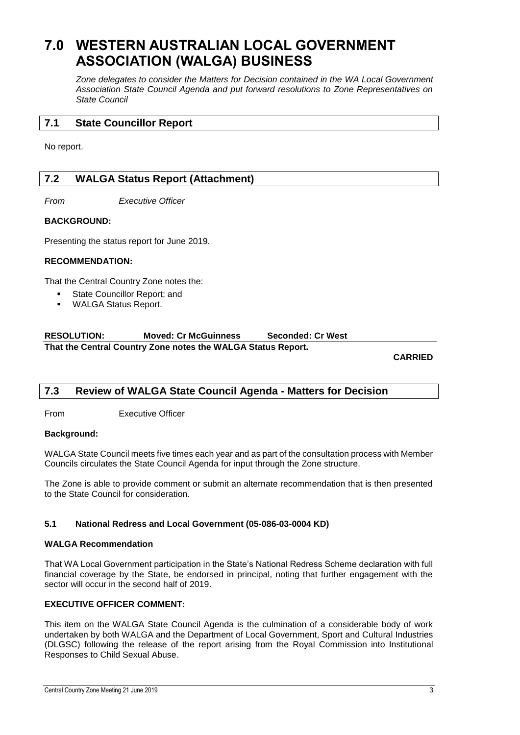# 7.0 WESTERN AUSTRALIAN LOCAL GOVERNMENT ASSOCIATION (WALGA) BUSINESS

*Zone delegates to consider the Matters for Decision contained in the WA Local Government Association State Council Agenda and put forward resolutions to Zone Representatives on State Council*

## 7.1 State Councillor Report

No report.

## 7.2 WALGA Status Report (Attachment)

*From* *Executive Officer*

**BACKGROUND:**

Presenting the status report for June 2019.

**RECOMMENDATION:**

That the Central Country Zone notes the:

- State Councillor Report; and
- WALGA Status Report.

**RESOLUTION: Moved: Cr McGuinness Seconded: Cr West**

**That the Central Country Zone notes the WALGA Status Report.**

**CARRIED**

## 7.3 Review of WALGA State Council Agenda - Matters for Decision

From Executive Officer

**Background:**

WALGA State Council meets five times each year and as part of the consultation process with Member Councils circulates the State Council Agenda for input through the Zone structure.

The Zone is able to provide comment or submit an alternate recommendation that is then presented to the State Council for consideration.

### 5.1 National Redress and Local Government (05-086-03-0004 KD)

**WALGA Recommendation**

That WA Local Government participation in the State's National Redress Scheme declaration with full financial coverage by the State, be endorsed in principal, noting that further engagement with the sector will occur in the second half of 2019.

**EXECUTIVE OFFICER COMMENT:**

This item on the WALGA State Council Agenda is the culmination of a considerable body of work undertaken by both WALGA and the Department of Local Government, Sport and Cultural Industries (DLGSC) following the release of the report arising from the Royal Commission into Institutional Responses to Child Sexual Abuse.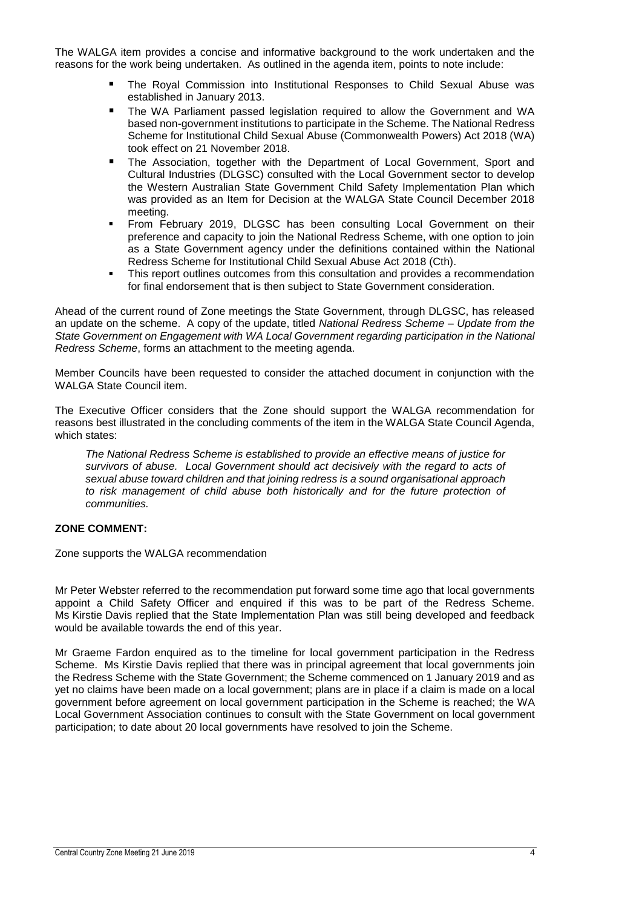The WALGA item provides a concise and informative background to the work undertaken and the reasons for the work being undertaken. As outlined in the agenda item, points to note include:

- The Royal Commission into Institutional Responses to Child Sexual Abuse was established in January 2013.
- The WA Parliament passed legislation required to allow the Government and WA based non-government institutions to participate in the Scheme. The National Redress Scheme for Institutional Child Sexual Abuse (Commonwealth Powers) Act 2018 (WA) took effect on 21 November 2018.
- The Association, together with the Department of Local Government, Sport and Cultural Industries (DLGSC) consulted with the Local Government sector to develop the Western Australian State Government Child Safety Implementation Plan which was provided as an Item for Decision at the WALGA State Council December 2018 meeting.
- From February 2019, DLGSC has been consulting Local Government on their preference and capacity to join the National Redress Scheme, with one option to join as a State Government agency under the definitions contained within the National Redress Scheme for Institutional Child Sexual Abuse Act 2018 (Cth).
- This report outlines outcomes from this consultation and provides a recommendation for final endorsement that is then subject to State Government consideration.

Ahead of the current round of Zone meetings the State Government, through DLGSC, has released an update on the scheme. A copy of the update, titled *National Redress Scheme – Update from the State Government on Engagement with WA Local Government regarding participation in the National Redress Scheme*, forms an attachment to the meeting agenda.

Member Councils have been requested to consider the attached document in conjunction with the WALGA State Council item.

The Executive Officer considers that the Zone should support the WALGA recommendation for reasons best illustrated in the concluding comments of the item in the WALGA State Council Agenda, which states:

> *The National Redress Scheme is established to provide an effective means of justice for survivors of abuse. Local Government should act decisively with the regard to acts of sexual abuse toward children and that joining redress is a sound organisational approach to risk management of child abuse both historically and for the future protection of communities.*

**ZONE COMMENT:**

Zone supports the WALGA recommendation

Mr Peter Webster referred to the recommendation put forward some time ago that local governments appoint a Child Safety Officer and enquired if this was to be part of the Redress Scheme. Ms Kirstie Davis replied that the State Implementation Plan was still being developed and feedback would be available towards the end of this year.

Mr Graeme Fardon enquired as to the timeline for local government participation in the Redress Scheme. Ms Kirstie Davis replied that there was in principal agreement that local governments join the Redress Scheme with the State Government; the Scheme commenced on 1 January 2019 and as yet no claims have been made on a local government; plans are in place if a claim is made on a local government before agreement on local government participation in the Scheme is reached; the WA Local Government Association continues to consult with the State Government on local government participation; to date about 20 local governments have resolved to join the Scheme.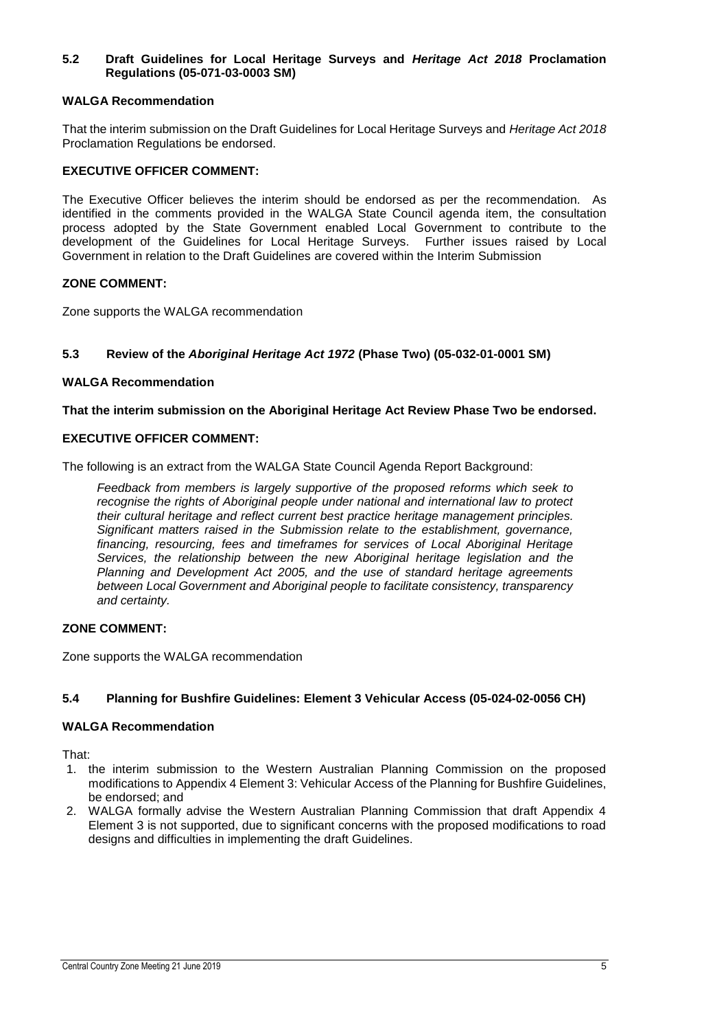### 5.2 Draft Guidelines for Local Heritage Surveys and *Heritage Act 2018* Proclamation Regulations (05-071-03-0003 SM)

**WALGA Recommendation**

That the interim submission on the Draft Guidelines for Local Heritage Surveys and *Heritage Act 2018* Proclamation Regulations be endorsed.

**EXECUTIVE OFFICER COMMENT:**

The Executive Officer believes the interim should be endorsed as per the recommendation. As identified in the comments provided in the WALGA State Council agenda item, the consultation process adopted by the State Government enabled Local Government to contribute to the development of the Guidelines for Local Heritage Surveys. Further issues raised by Local Government in relation to the Draft Guidelines are covered within the Interim Submission

**ZONE COMMENT:**

Zone supports the WALGA recommendation

### 5.3 Review of the *Aboriginal Heritage Act 1972* (Phase Two) (05-032-01-0001 SM)

**WALGA Recommendation**

**That the interim submission on the Aboriginal Heritage Act Review Phase Two be endorsed.**

**EXECUTIVE OFFICER COMMENT:**

The following is an extract from the WALGA State Council Agenda Report Background:

> *Feedback from members is largely supportive of the proposed reforms which seek to recognise the rights of Aboriginal people under national and international law to protect their cultural heritage and reflect current best practice heritage management principles. Significant matters raised in the Submission relate to the establishment, governance, financing, resourcing, fees and timeframes for services of Local Aboriginal Heritage Services, the relationship between the new Aboriginal heritage legislation and the Planning and Development Act 2005, and the use of standard heritage agreements between Local Government and Aboriginal people to facilitate consistency, transparency and certainty.*

**ZONE COMMENT:**

Zone supports the WALGA recommendation

### 5.4 Planning for Bushfire Guidelines: Element 3 Vehicular Access (05-024-02-0056 CH)

**WALGA Recommendation**

That:

1. the interim submission to the Western Australian Planning Commission on the proposed modifications to Appendix 4 Element 3: Vehicular Access of the Planning for Bushfire Guidelines, be endorsed; and
2. WALGA formally advise the Western Australian Planning Commission that draft Appendix 4 Element 3 is not supported, due to significant concerns with the proposed modifications to road designs and difficulties in implementing the draft Guidelines.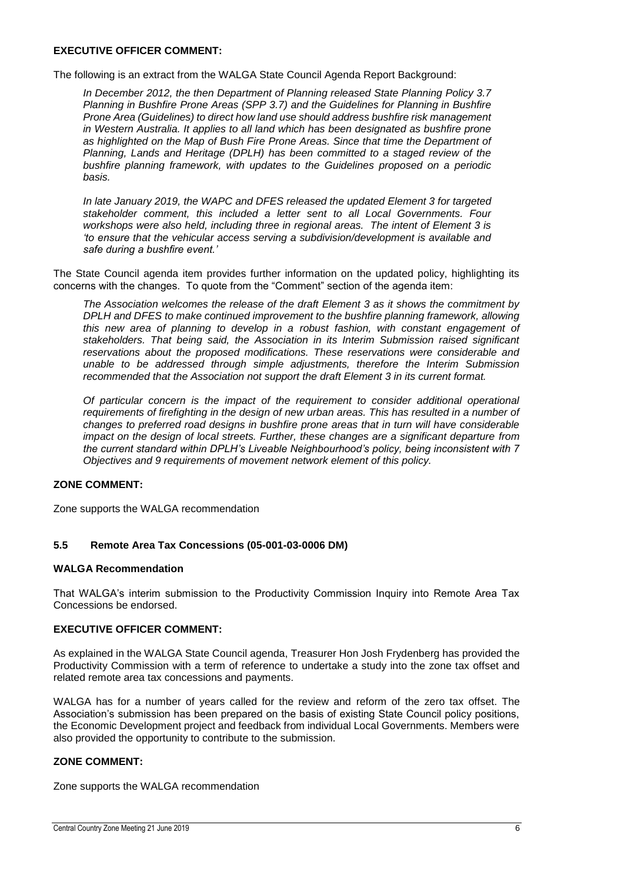**EXECUTIVE OFFICER COMMENT:**

The following is an extract from the WALGA State Council Agenda Report Background:

> *In December 2012, the then Department of Planning released State Planning Policy 3.7 Planning in Bushfire Prone Areas (SPP 3.7) and the Guidelines for Planning in Bushfire Prone Area (Guidelines) to direct how land use should address bushfire risk management in Western Australia. It applies to all land which has been designated as bushfire prone as highlighted on the Map of Bush Fire Prone Areas. Since that time the Department of Planning, Lands and Heritage (DPLH) has been committed to a staged review of the bushfire planning framework, with updates to the Guidelines proposed on a periodic basis.*
>
> *In late January 2019, the WAPC and DFES released the updated Element 3 for targeted stakeholder comment, this included a letter sent to all Local Governments. Four workshops were also held, including three in regional areas. The intent of Element 3 is 'to ensure that the vehicular access serving a subdivision/development is available and safe during a bushfire event.'*

The State Council agenda item provides further information on the updated policy, highlighting its concerns with the changes. To quote from the "Comment" section of the agenda item:

> *The Association welcomes the release of the draft Element 3 as it shows the commitment by DPLH and DFES to make continued improvement to the bushfire planning framework, allowing this new area of planning to develop in a robust fashion, with constant engagement of stakeholders. That being said, the Association in its Interim Submission raised significant reservations about the proposed modifications. These reservations were considerable and unable to be addressed through simple adjustments, therefore the Interim Submission recommended that the Association not support the draft Element 3 in its current format.*
>
> *Of particular concern is the impact of the requirement to consider additional operational requirements of firefighting in the design of new urban areas. This has resulted in a number of changes to preferred road designs in bushfire prone areas that in turn will have considerable impact on the design of local streets. Further, these changes are a significant departure from the current standard within DPLH's Liveable Neighbourhood's policy, being inconsistent with 7 Objectives and 9 requirements of movement network element of this policy.*

**ZONE COMMENT:**

Zone supports the WALGA recommendation

### 5.5 Remote Area Tax Concessions (05-001-03-0006 DM)

**WALGA Recommendation**

That WALGA's interim submission to the Productivity Commission Inquiry into Remote Area Tax Concessions be endorsed.

**EXECUTIVE OFFICER COMMENT:**

As explained in the WALGA State Council agenda, Treasurer Hon Josh Frydenberg has provided the Productivity Commission with a term of reference to undertake a study into the zone tax offset and related remote area tax concessions and payments.

WALGA has for a number of years called for the review and reform of the zero tax offset. The Association's submission has been prepared on the basis of existing State Council policy positions, the Economic Development project and feedback from individual Local Governments. Members were also provided the opportunity to contribute to the submission.

**ZONE COMMENT:**

Zone supports the WALGA recommendation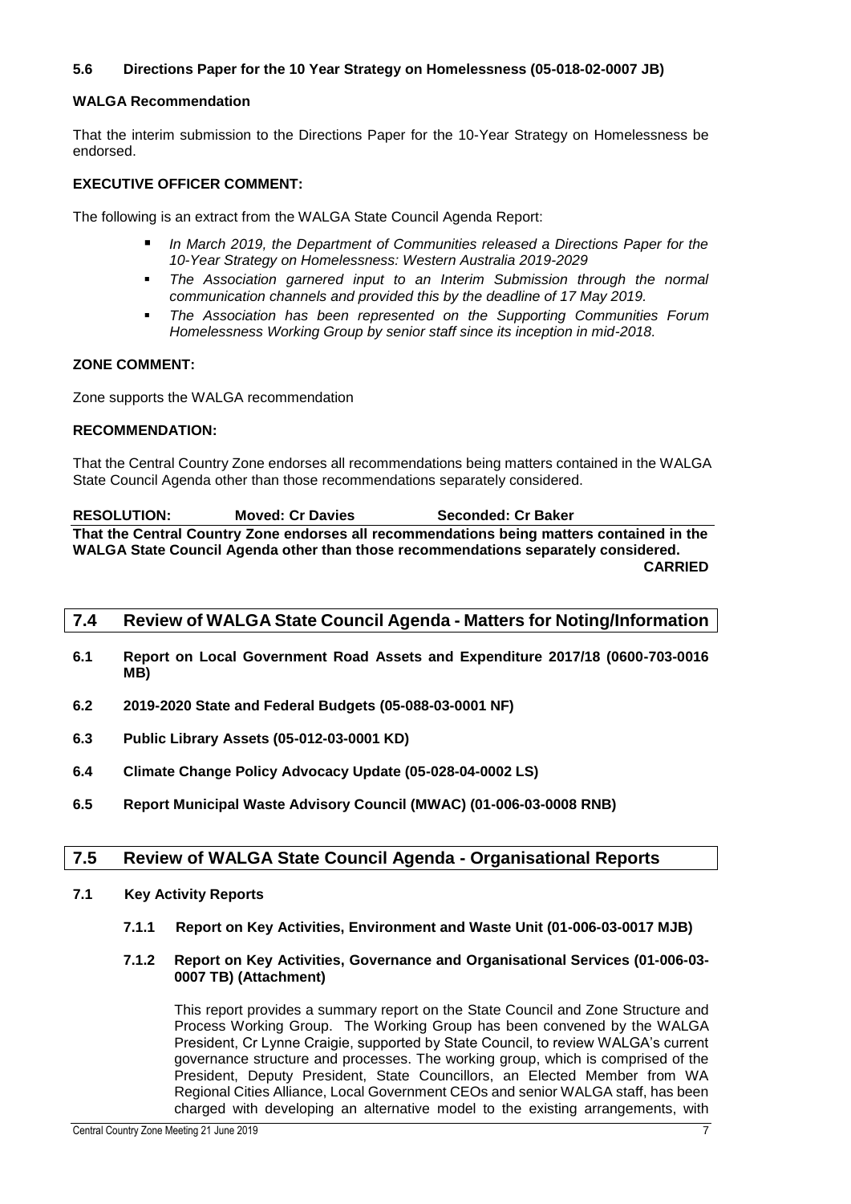**5.6 Directions Paper for the 10 Year Strategy on Homelessness (05-018-02-0007 JB)**

**WALGA Recommendation**

That the interim submission to the Directions Paper for the 10-Year Strategy on Homelessness be endorsed.

**EXECUTIVE OFFICER COMMENT:**

The following is an extract from the WALGA State Council Agenda Report:

- *In March 2019, the Department of Communities released a Directions Paper for the 10-Year Strategy on Homelessness: Western Australia 2019-2029*
- *The Association garnered input to an Interim Submission through the normal communication channels and provided this by the deadline of 17 May 2019.*
- *The Association has been represented on the Supporting Communities Forum Homelessness Working Group by senior staff since its inception in mid-2018.*

**ZONE COMMENT:**

Zone supports the WALGA recommendation

**RECOMMENDATION:**

That the Central Country Zone endorses all recommendations being matters contained in the WALGA State Council Agenda other than those recommendations separately considered.

**RESOLUTION: Moved: Cr Davies Seconded: Cr Baker**

**That the Central Country Zone endorses all recommendations being matters contained in the WALGA State Council Agenda other than those recommendations separately considered.**

**CARRIED**

## 7.4 Review of WALGA State Council Agenda - Matters for Noting/Information

**6.1 Report on Local Government Road Assets and Expenditure 2017/18 (0600-703-0016 MB)**

**6.2 2019-2020 State and Federal Budgets (05-088-03-0001 NF)**

**6.3 Public Library Assets (05-012-03-0001 KD)**

**6.4 Climate Change Policy Advocacy Update (05-028-04-0002 LS)**

**6.5 Report Municipal Waste Advisory Council (MWAC) (01-006-03-0008 RNB)**

## 7.5 Review of WALGA State Council Agenda - Organisational Reports

**7.1 Key Activity Reports**

**7.1.1 Report on Key Activities, Environment and Waste Unit (01-006-03-0017 MJB)**

**7.1.2 Report on Key Activities, Governance and Organisational Services (01-006-03-0007 TB) (Attachment)**

This report provides a summary report on the State Council and Zone Structure and Process Working Group. The Working Group has been convened by the WALGA President, Cr Lynne Craigie, supported by State Council, to review WALGA's current governance structure and processes. The working group, which is comprised of the President, Deputy President, State Councillors, an Elected Member from WA Regional Cities Alliance, Local Government CEOs and senior WALGA staff, has been charged with developing an alternative model to the existing arrangements, with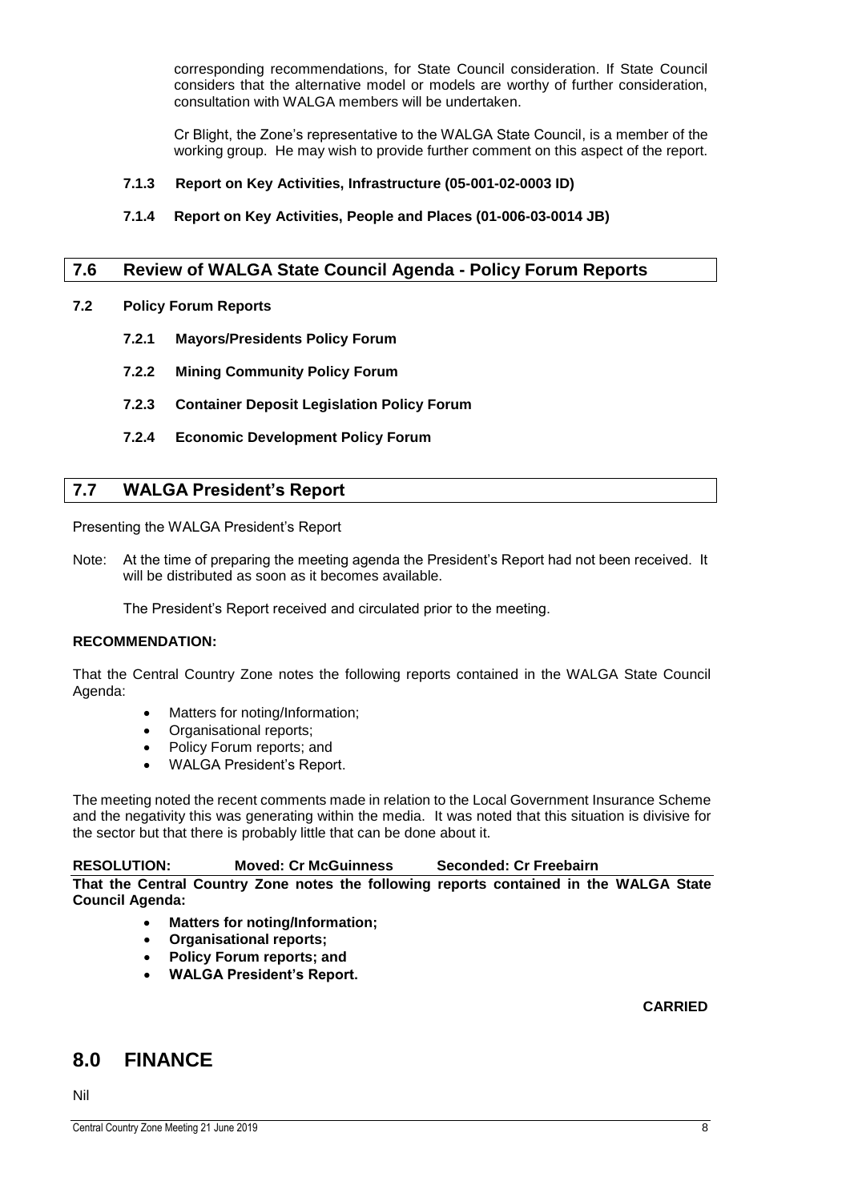corresponding recommendations, for State Council consideration. If State Council considers that the alternative model or models are worthy of further consideration, consultation with WALGA members will be undertaken.

Cr Blight, the Zone's representative to the WALGA State Council, is a member of the working group. He may wish to provide further comment on this aspect of the report.

**7.1.3 Report on Key Activities, Infrastructure (05-001-02-0003 ID)**

**7.1.4 Report on Key Activities, People and Places (01-006-03-0014 JB)**

## 7.6 Review of WALGA State Council Agenda - Policy Forum Reports

**7.2 Policy Forum Reports**

**7.2.1 Mayors/Presidents Policy Forum**

**7.2.2 Mining Community Policy Forum**

**7.2.3 Container Deposit Legislation Policy Forum**

**7.2.4 Economic Development Policy Forum**

## 7.7 WALGA President's Report

Presenting the WALGA President's Report

Note: At the time of preparing the meeting agenda the President's Report had not been received. It will be distributed as soon as it becomes available.

The President's Report received and circulated prior to the meeting.

**RECOMMENDATION:**

That the Central Country Zone notes the following reports contained in the WALGA State Council Agenda:

- Matters for noting/Information;
- Organisational reports;
- Policy Forum reports; and
- WALGA President's Report.

The meeting noted the recent comments made in relation to the Local Government Insurance Scheme and the negativity this was generating within the media. It was noted that this situation is divisive for the sector but that there is probably little that can be done about it.

**RESOLUTION: Moved: Cr McGuinness Seconded: Cr Freebairn**

**That the Central Country Zone notes the following reports contained in the WALGA State Council Agenda:**

- **Matters for noting/Information;**
- **Organisational reports;**
- **Policy Forum reports; and**
- **WALGA President's Report.**

**CARRIED**

# 8.0 FINANCE

Nil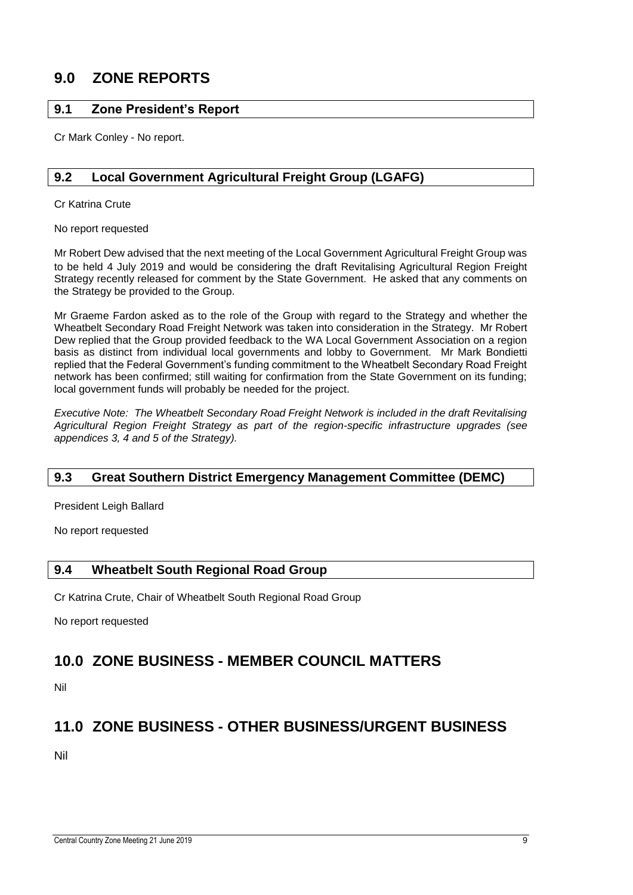# 9.0 ZONE REPORTS

## 9.1 Zone President's Report

Cr Mark Conley - No report.

## 9.2 Local Government Agricultural Freight Group (LGAFG)

Cr Katrina Crute

No report requested

Mr Robert Dew advised that the next meeting of the Local Government Agricultural Freight Group was to be held 4 July 2019 and would be considering the draft Revitalising Agricultural Region Freight Strategy recently released for comment by the State Government. He asked that any comments on the Strategy be provided to the Group.

Mr Graeme Fardon asked as to the role of the Group with regard to the Strategy and whether the Wheatbelt Secondary Road Freight Network was taken into consideration in the Strategy. Mr Robert Dew replied that the Group provided feedback to the WA Local Government Association on a region basis as distinct from individual local governments and lobby to Government. Mr Mark Bondietti replied that the Federal Government's funding commitment to the Wheatbelt Secondary Road Freight network has been confirmed; still waiting for confirmation from the State Government on its funding; local government funds will probably be needed for the project.

*Executive Note: The Wheatbelt Secondary Road Freight Network is included in the draft Revitalising Agricultural Region Freight Strategy as part of the region-specific infrastructure upgrades (see appendices 3, 4 and 5 of the Strategy).*

## 9.3 Great Southern District Emergency Management Committee (DEMC)

President Leigh Ballard

No report requested

## 9.4 Wheatbelt South Regional Road Group

Cr Katrina Crute, Chair of Wheatbelt South Regional Road Group

No report requested

# 10.0 ZONE BUSINESS - MEMBER COUNCIL MATTERS

Nil

# 11.0 ZONE BUSINESS - OTHER BUSINESS/URGENT BUSINESS

Nil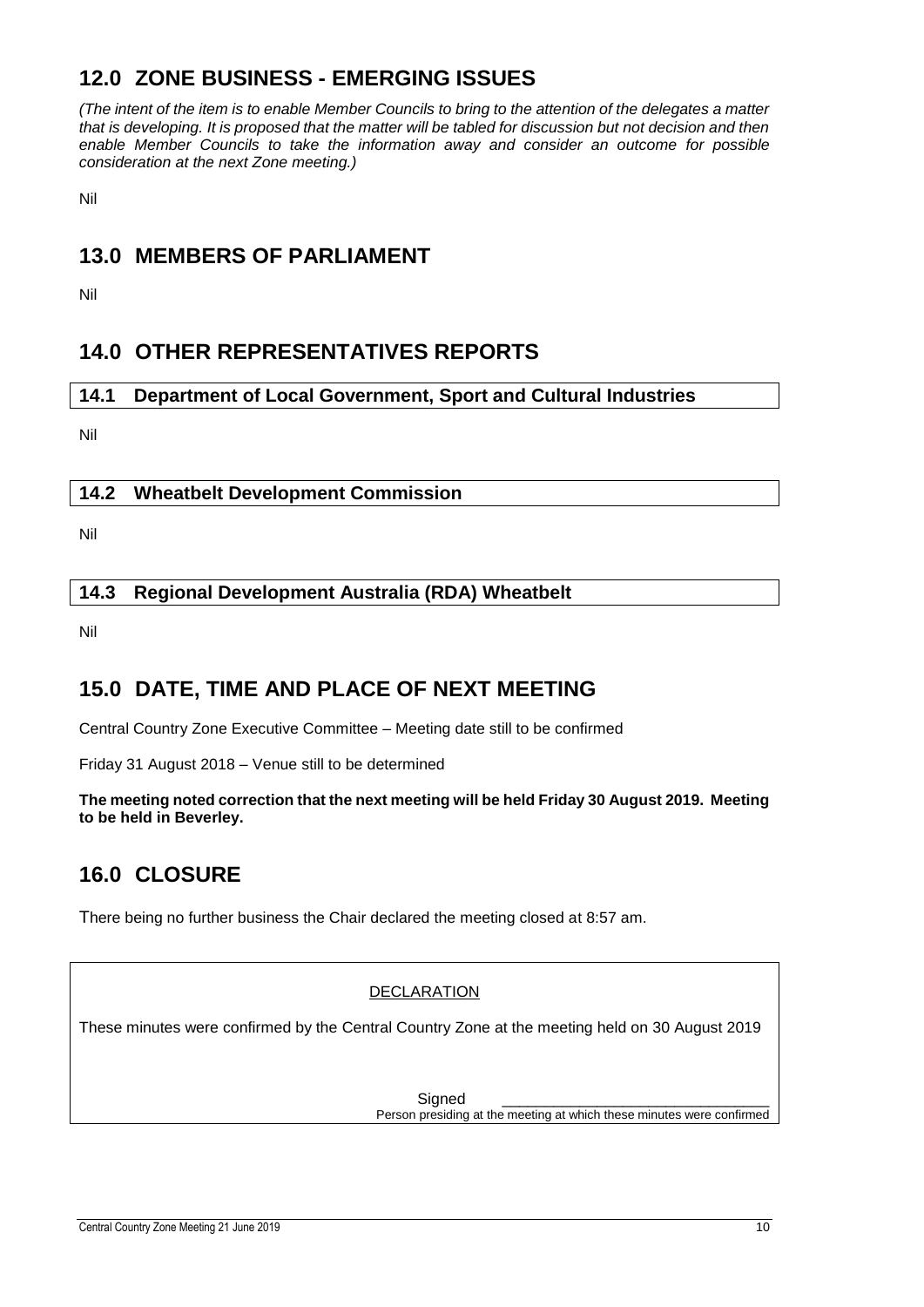## 12.0 ZONE BUSINESS - EMERGING ISSUES

*(The intent of the item is to enable Member Councils to bring to the attention of the delegates a matter that is developing. It is proposed that the matter will be tabled for discussion but not decision and then enable Member Councils to take the information away and consider an outcome for possible consideration at the next Zone meeting.)*

Nil

## 13.0 MEMBERS OF PARLIAMENT

Nil

## 14.0 OTHER REPRESENTATIVES REPORTS

### 14.1 Department of Local Government, Sport and Cultural Industries

Nil

### 14.2 Wheatbelt Development Commission

Nil

### 14.3 Regional Development Australia (RDA) Wheatbelt

Nil

## 15.0 DATE, TIME AND PLACE OF NEXT MEETING

Central Country Zone Executive Committee – Meeting date still to be confirmed

Friday 31 August 2018 – Venue still to be determined

**The meeting noted correction that the next meeting will be held Friday 30 August 2019. Meeting to be held in Beverley.**

## 16.0 CLOSURE

There being no further business the Chair declared the meeting closed at 8:57 am.

DECLARATION

These minutes were confirmed by the Central Country Zone at the meeting held on 30 August 2019

Signed \_\_\_\_\_\_\_\_\_\_\_\_\_\_\_\_\_\_\_\_\_\_\_\_\_\_\_\_\_\_\_\_

Person presiding at the meeting at which these minutes were confirmed